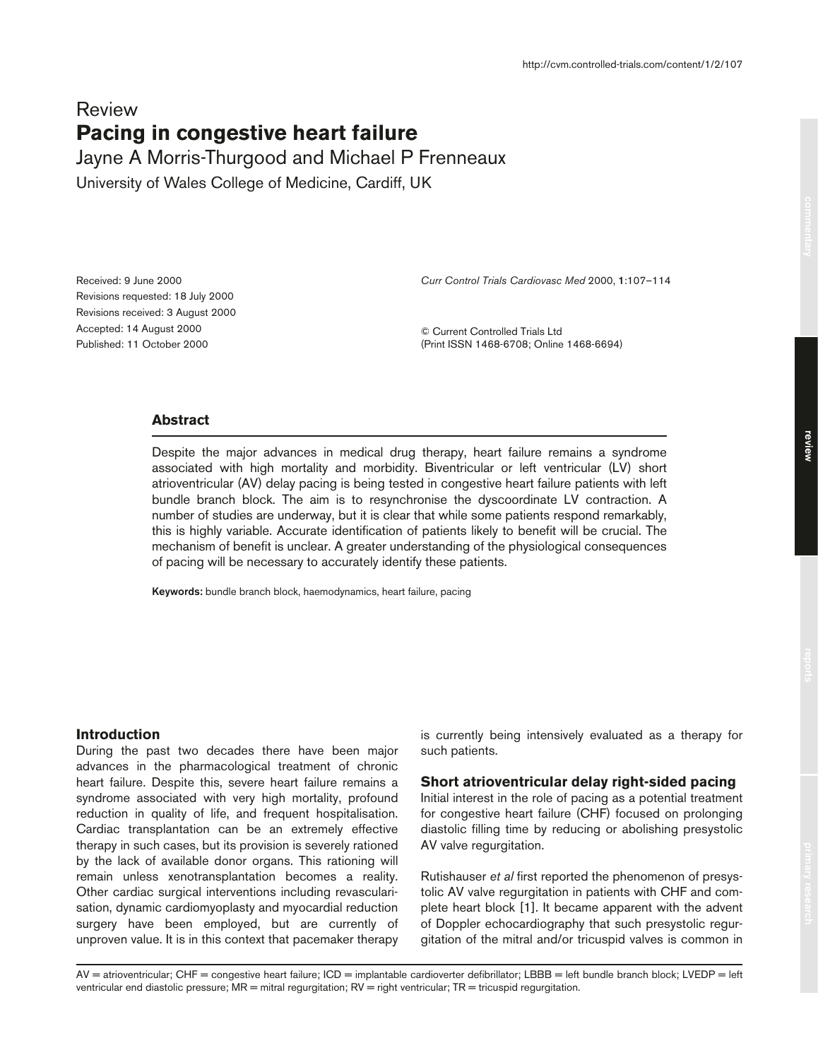Review

# Pacing in congestive heart failure

Jayne A Morris-Thurgood and Michael P Frenneaux

University of Wales College of Medicine, Cardiff, UK

Received: 9 June 2000
Revisions requested: 18 July 2000
Revisions received: 3 August 2000
Accepted: 14 August 2000
Published: 11 October 2000

*Curr Control Trials Cardiovasc Med* 2000, **1**:107–114

© Current Controlled Trials Ltd
(Print ISSN 1468-6708; Online 1468-6694)

## Abstract

Despite the major advances in medical drug therapy, heart failure remains a syndrome associated with high mortality and morbidity. Biventricular or left ventricular (LV) short atrioventricular (AV) delay pacing is being tested in congestive heart failure patients with left bundle branch block. The aim is to resynchronise the dyscoordinate LV contraction. A number of studies are underway, but it is clear that while some patients respond remarkably, this is highly variable. Accurate identification of patients likely to benefit will be crucial. The mechanism of benefit is unclear. A greater understanding of the physiological consequences of pacing will be necessary to accurately identify these patients.

**Keywords:** bundle branch block, haemodynamics, heart failure, pacing

## Introduction

During the past two decades there have been major advances in the pharmacological treatment of chronic heart failure. Despite this, severe heart failure remains a syndrome associated with very high mortality, profound reduction in quality of life, and frequent hospitalisation. Cardiac transplantation can be an extremely effective therapy in such cases, but its provision is severely rationed by the lack of available donor organs. This rationing will remain unless xenotransplantation becomes a reality. Other cardiac surgical interventions including revascularisation, dynamic cardiomyoplasty and myocardial reduction surgery have been employed, but are currently of unproven value. It is in this context that pacemaker therapy is currently being intensively evaluated as a therapy for such patients.

## Short atrioventricular delay right-sided pacing

Initial interest in the role of pacing as a potential treatment for congestive heart failure (CHF) focused on prolonging diastolic filling time by reducing or abolishing presystolic AV valve regurgitation.

Rutishauser *et al* first reported the phenomenon of presystolic AV valve regurgitation in patients with CHF and complete heart block [1]. It became apparent with the advent of Doppler echocardiography that such presystolic regurgitation of the mitral and/or tricuspid valves is common in

AV = atrioventricular; CHF = congestive heart failure; ICD = implantable cardioverter defibrillator; LBBB = left bundle branch block; LVEDP = left ventricular end diastolic pressure; MR = mitral regurgitation; RV = right ventricular; TR = tricuspid regurgitation.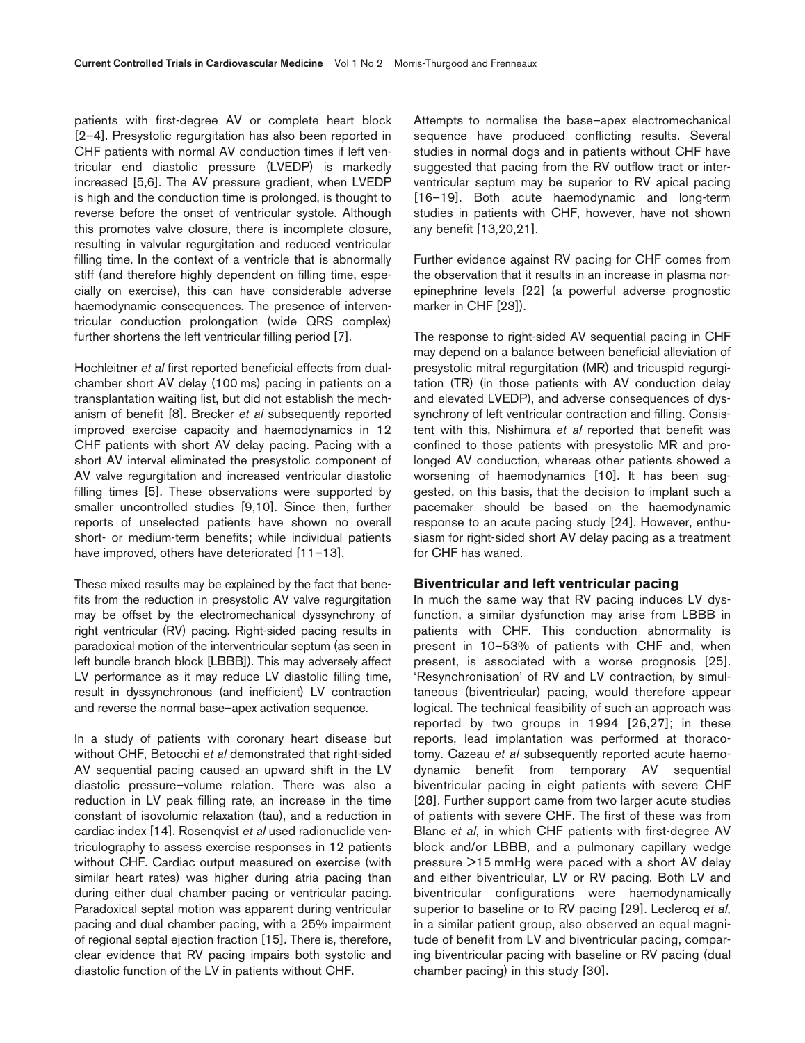patients with first-degree AV or complete heart block [2–4]. Presystolic regurgitation has also been reported in CHF patients with normal AV conduction times if left ventricular end diastolic pressure (LVEDP) is markedly increased [5,6]. The AV pressure gradient, when LVEDP is high and the conduction time is prolonged, is thought to reverse before the onset of ventricular systole. Although this promotes valve closure, there is incomplete closure, resulting in valvular regurgitation and reduced ventricular filling time. In the context of a ventricle that is abnormally stiff (and therefore highly dependent on filling time, especially on exercise), this can have considerable adverse haemodynamic consequences. The presence of interventricular conduction prolongation (wide QRS complex) further shortens the left ventricular filling period [7].

Hochleitner *et al* first reported beneficial effects from dual-chamber short AV delay (100 ms) pacing in patients on a transplantation waiting list, but did not establish the mechanism of benefit [8]. Brecker *et al* subsequently reported improved exercise capacity and haemodynamics in 12 CHF patients with short AV delay pacing. Pacing with a short AV interval eliminated the presystolic component of AV valve regurgitation and increased ventricular diastolic filling times [5]. These observations were supported by smaller uncontrolled studies [9,10]. Since then, further reports of unselected patients have shown no overall short- or medium-term benefits; while individual patients have improved, others have deteriorated [11–13].

These mixed results may be explained by the fact that benefits from the reduction in presystolic AV valve regurgitation may be offset by the electromechanical dyssynchrony of right ventricular (RV) pacing. Right-sided pacing results in paradoxical motion of the interventricular septum (as seen in left bundle branch block [LBBB]). This may adversely affect LV performance as it may reduce LV diastolic filling time, result in dyssynchronous (and inefficient) LV contraction and reverse the normal base–apex activation sequence.

In a study of patients with coronary heart disease but without CHF, Betocchi *et al* demonstrated that right-sided AV sequential pacing caused an upward shift in the LV diastolic pressure–volume relation. There was also a reduction in LV peak filling rate, an increase in the time constant of isovolumic relaxation (tau), and a reduction in cardiac index [14]. Rosenqvist *et al* used radionuclide ventriculography to assess exercise responses in 12 patients without CHF. Cardiac output measured on exercise (with similar heart rates) was higher during atria pacing than during either dual chamber pacing or ventricular pacing. Paradoxical septal motion was apparent during ventricular pacing and dual chamber pacing, with a 25% impairment of regional septal ejection fraction [15]. There is, therefore, clear evidence that RV pacing impairs both systolic and diastolic function of the LV in patients without CHF.

Attempts to normalise the base–apex electromechanical sequence have produced conflicting results. Several studies in normal dogs and in patients without CHF have suggested that pacing from the RV outflow tract or interventricular septum may be superior to RV apical pacing [16–19]. Both acute haemodynamic and long-term studies in patients with CHF, however, have not shown any benefit [13,20,21].

Further evidence against RV pacing for CHF comes from the observation that it results in an increase in plasma norepinephrine levels [22] (a powerful adverse prognostic marker in CHF [23]).

The response to right-sided AV sequential pacing in CHF may depend on a balance between beneficial alleviation of presystolic mitral regurgitation (MR) and tricuspid regurgitation (TR) (in those patients with AV conduction delay and elevated LVEDP), and adverse consequences of dyssynchrony of left ventricular contraction and filling. Consistent with this, Nishimura *et al* reported that benefit was confined to those patients with presystolic MR and prolonged AV conduction, whereas other patients showed a worsening of haemodynamics [10]. It has been suggested, on this basis, that the decision to implant such a pacemaker should be based on the haemodynamic response to an acute pacing study [24]. However, enthusiasm for right-sided short AV delay pacing as a treatment for CHF has waned.

## Biventricular and left ventricular pacing

In much the same way that RV pacing induces LV dysfunction, a similar dysfunction may arise from LBBB in patients with CHF. This conduction abnormality is present in 10–53% of patients with CHF and, when present, is associated with a worse prognosis [25]. 'Resynchronisation' of RV and LV contraction, by simultaneous (biventricular) pacing, would therefore appear logical. The technical feasibility of such an approach was reported by two groups in 1994 [26,27]; in these reports, lead implantation was performed at thoracotomy. Cazeau *et al* subsequently reported acute haemodynamic benefit from temporary AV sequential biventricular pacing in eight patients with severe CHF [28]. Further support came from two larger acute studies of patients with severe CHF. The first of these was from Blanc *et al*, in which CHF patients with first-degree AV block and/or LBBB, and a pulmonary capillary wedge pressure >15 mmHg were paced with a short AV delay and either biventricular, LV or RV pacing. Both LV and biventricular configurations were haemodynamically superior to baseline or to RV pacing [29]. Leclercq *et al*, in a similar patient group, also observed an equal magnitude of benefit from LV and biventricular pacing, comparing biventricular pacing with baseline or RV pacing (dual chamber pacing) in this study [30].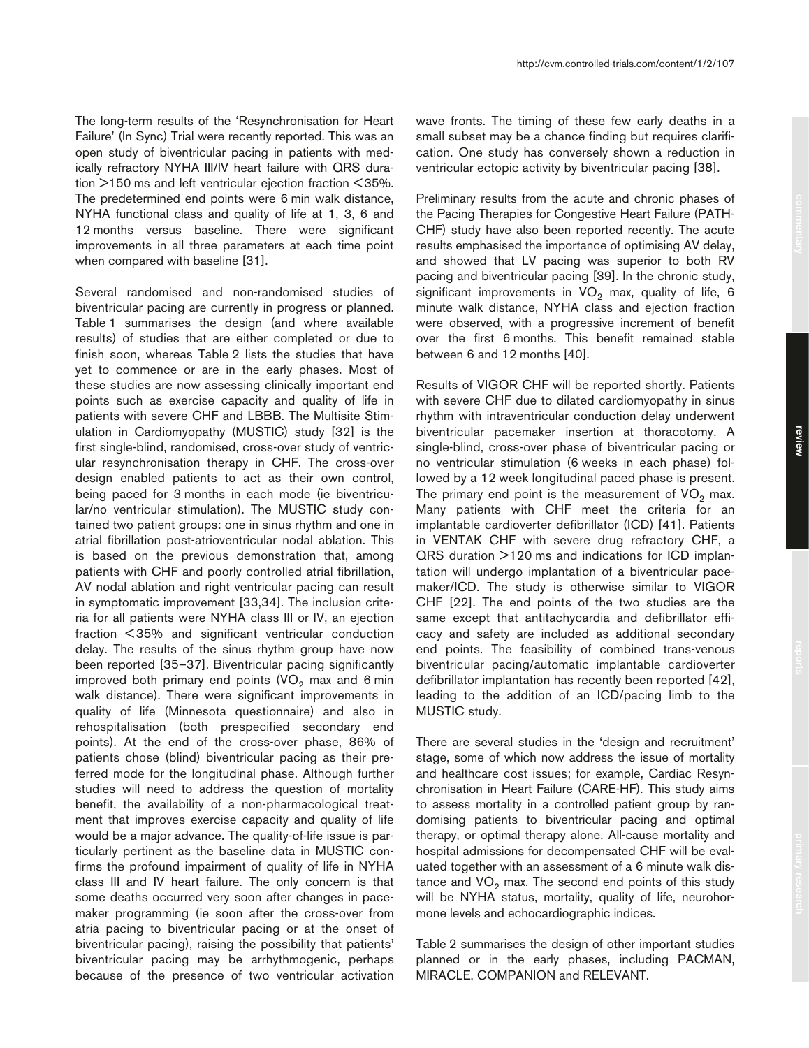The long-term results of the 'Resynchronisation for Heart Failure' (In Sync) Trial were recently reported. This was an open study of biventricular pacing in patients with medically refractory NYHA III/IV heart failure with QRS duration >150 ms and left ventricular ejection fraction <35%. The predetermined end points were 6 min walk distance, NYHA functional class and quality of life at 1, 3, 6 and 12 months versus baseline. There were significant improvements in all three parameters at each time point when compared with baseline [31].

Several randomised and non-randomised studies of biventricular pacing are currently in progress or planned. Table 1 summarises the design (and where available results) of studies that are either completed or due to finish soon, whereas Table 2 lists the studies that have yet to commence or are in the early phases. Most of these studies are now assessing clinically important end points such as exercise capacity and quality of life in patients with severe CHF and LBBB. The Multisite Stimulation in Cardiomyopathy (MUSTIC) study [32] is the first single-blind, randomised, cross-over study of ventricular resynchronisation therapy in CHF. The cross-over design enabled patients to act as their own control, being paced for 3 months in each mode (ie biventricular/no ventricular stimulation). The MUSTIC study contained two patient groups: one in sinus rhythm and one in atrial fibrillation post-atrioventricular nodal ablation. This is based on the previous demonstration that, among patients with CHF and poorly controlled atrial fibrillation, AV nodal ablation and right ventricular pacing can result in symptomatic improvement [33,34]. The inclusion criteria for all patients were NYHA class III or IV, an ejection fraction <35% and significant ventricular conduction delay. The results of the sinus rhythm group have now been reported [35–37]. Biventricular pacing significantly improved both primary end points ($VO_2$ max and 6 min walk distance). There were significant improvements in quality of life (Minnesota questionnaire) and also in rehospitalisation (both prespecified secondary end points). At the end of the cross-over phase, 86% of patients chose (blind) biventricular pacing as their preferred mode for the longitudinal phase. Although further studies will need to address the question of mortality benefit, the availability of a non-pharmacological treatment that improves exercise capacity and quality of life would be a major advance. The quality-of-life issue is particularly pertinent as the baseline data in MUSTIC confirms the profound impairment of quality of life in NYHA class III and IV heart failure. The only concern is that some deaths occurred very soon after changes in pacemaker programming (ie soon after the cross-over from atria pacing to biventricular pacing or at the onset of biventricular pacing), raising the possibility that patients' biventricular pacing may be arrhythmogenic, perhaps because of the presence of two ventricular activation wave fronts. The timing of these few early deaths in a small subset may be a chance finding but requires clarification. One study has conversely shown a reduction in ventricular ectopic activity by biventricular pacing [38].

Preliminary results from the acute and chronic phases of the Pacing Therapies for Congestive Heart Failure (PATH-CHF) study have also been reported recently. The acute results emphasised the importance of optimising AV delay, and showed that LV pacing was superior to both RV pacing and biventricular pacing [39]. In the chronic study, significant improvements in $VO_2$ max, quality of life, 6 minute walk distance, NYHA class and ejection fraction were observed, with a progressive increment of benefit over the first 6 months. This benefit remained stable between 6 and 12 months [40].

Results of VIGOR CHF will be reported shortly. Patients with severe CHF due to dilated cardiomyopathy in sinus rhythm with intraventricular conduction delay underwent biventricular pacemaker insertion at thoracotomy. A single-blind, cross-over phase of biventricular pacing or no ventricular stimulation (6 weeks in each phase) followed by a 12 week longitudinal paced phase is present. The primary end point is the measurement of $VO_2$ max. Many patients with CHF meet the criteria for an implantable cardioverter defibrillator (ICD) [41]. Patients in VENTAK CHF with severe drug refractory CHF, a QRS duration >120 ms and indications for ICD implantation will undergo implantation of a biventricular pacemaker/ICD. The study is otherwise similar to VIGOR CHF [22]. The end points of the two studies are the same except that antitachycardia and defibrillator efficacy and safety are included as additional secondary end points. The feasibility of combined trans-venous biventricular pacing/automatic implantable cardioverter defibrillator implantation has recently been reported [42], leading to the addition of an ICD/pacing limb to the MUSTIC study.

There are several studies in the 'design and recruitment' stage, some of which now address the issue of mortality and healthcare cost issues; for example, Cardiac Resynchronisation in Heart Failure (CARE-HF). This study aims to assess mortality in a controlled patient group by randomising patients to biventricular pacing and optimal therapy, or optimal therapy alone. All-cause mortality and hospital admissions for decompensated CHF will be evaluated together with an assessment of a 6 minute walk distance and $VO_2$ max. The second end points of this study will be NYHA status, mortality, quality of life, neurohormone levels and echocardiographic indices.

Table 2 summarises the design of other important studies planned or in the early phases, including PACMAN, MIRACLE, COMPANION and RELEVANT.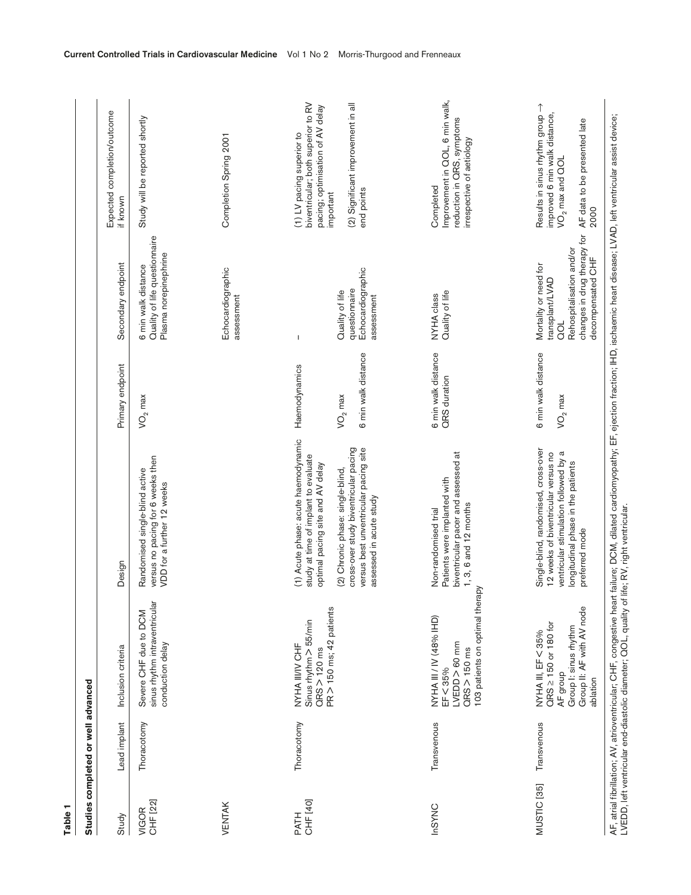**Table 1**

**Studies completed or well advanced**

| Study | Lead implant | Inclusion criteria | Design | Primary endpoint | Secondary endpoint | Expected completion/outcome if known |
|---|---|---|---|---|---|---|
| VIGOR CHF [22] | Thoracotomy | Severe CHF due to DCM sinus rhythm intraventricular conduction delay | Randomised single-blind active versus no pacing for 6 weeks then VDD for a further 12 weeks | $VO_2$ max | 6 min walk distance<br>Quality of life questionnaire<br>Plasma norepinephrine | Study will be reported shortly |
| VENTAK | | | | | Echocardiographic assessment | Completion Spring 2001 |
| PATH CHF [40] | Thoracotomy | NYHA III/IV CHF<br>Sinus rhythm > 55/min<br>QRS > 120 ms<br>PR > 150 ms; 42 patients | (1) Acute phase: acute haemodynamic study at time of implant to evaluate optimal pacing site and AV delay<br>(2) Chronic phase: single-blind, cross-over study biventricular pacing versus best univentricular pacing site assessed in acute study | Haemodynamics<br><br>$VO_2$ max<br>6 min walk distance | –<br><br>Quality of life questionnaire<br>Echocardiographic assessment | (1) LV pacing superior to biventricular; both superior to RV pacing; optimisation of AV delay important<br>(2) Significant improvement in all end points |
| InSYNC | Transvenous | NYHA III / IV (48% IHD)<br>EF < 35%<br>LVEDD > 60 mm<br>QRS > 150 ms<br>103 patients on optimal therapy | Non-randomised trial<br>Patients were implanted with biventricular pacer and assessed at 1, 3, 6 and 12 months | 6 min walk distance<br>QRS duration | NYHA class<br>Quality of life | Completed<br>Improvement in QOL, 6 min walk, reduction in QRS, symptoms irrespective of aetiology |
| MUSTIC [35] | Transvenous | NYHA III, EF < 35%<br>QRS ≥ 150 or 180 for AF group<br>Group I: sinus rhythm<br>Group II: AF with AV node ablation | Single-blind, randomised, cross-over 12 weeks of biventricular versus no ventricular stimulation followed by a longitudinal phase in the patients preferred mode | 6 min walk distance<br><br>$VO_2$ max | Mortality or need for transplant/LVAD<br>QOL<br>Rehospitalisation and/or changes in drug therapy for decompensated CHF | Results in sinus rhythm group → improved 6 min walk distance, $VO_2$ max and QOL<br><br>AF data to be presented late 2000 |

AF, atrial fibrillation; AV, atrioventricular; CHF, congestive heart failure; DCM, dilated cardiomyopathy; EF, ejection fraction; IHD, ischaemic heart disease; LVAD, left ventricular assist device; LVEDD, left ventricular end-diastolic diameter; QOL, quality of life; RV, right ventricular.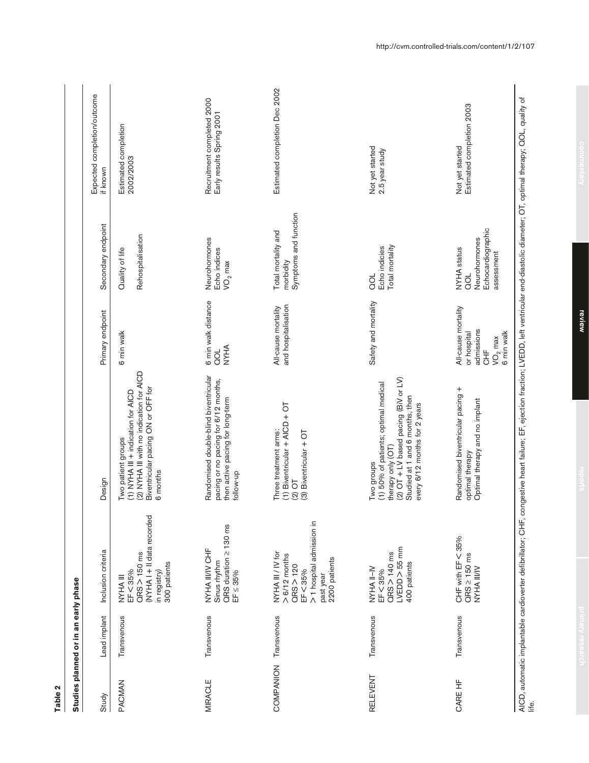**Table 2**

**Studies planned or in an early phase**

| Study | Lead implant | Inclusion criteria | Design | Primary endpoint | Secondary endpoint | Expected completion/outcome if known |
|---|---|---|---|---|---|---|
| PACMAN | Transvenous | NYHA III<br>EF < 35%<br>QRS > 150 ms<br>(NYHA I + II data recorded in registry)<br>300 patients | Two patient groups<br>(1) NYHA III + indication for AICD<br>(2) NYHA III with no indication for AICD<br>Biventricular pacing ON or OFF for 6 months | 6 min walk | Quality of life<br><br>Rehospitalisation | Estimated completion 2002/2003 |
| MIRACLE | Transvenous | NYHA III/IV CHF<br>Sinus rhythm<br>QRS duration ≥ 130 ms<br>EF ≤ 35% | Randomised double-blind biventricular pacing or no pacing for 6/12 months, then active pacing for long-term follow-up | 6 min walk distance<br>QOL<br>NYHA | Neurohormones<br>Echo indices<br>$VO_2$ max | Recruitment completed 2000<br>Early results Spring 2001 |
| COMPANION | Transvenous | NYHA III / IV for > 6/12 months<br>QRS > 120<br>EF < 35%<br>> 1 hospital admission in past year<br>2200 patients | Three treatment arms:<br>(1) Biventricular + AICD + OT<br>(2) OT<br>(3) Biventricular + OT | All-cause mortality and hospitalisation | Total mortality and morbidity<br>Symptoms and function | Estimated completion Dec 2002 |
| RELEVENT | Transvenous | NYHA II–IV<br>EF < 35%<br>QRS > 140 ms<br>LVEDD > 55 mm<br>400 patients | Two groups<br>(1) 50% of patients; optimal medical therapy only (OT)<br>(2) OT + LV based pacing (BiV or LV)<br>Studied at 1 and 6 months, then every 6/12 months for 2 years | Safety and mortality | QOL<br>Echo indicies<br>Total mortality | Not yet started<br>2.5 year study |
| CARE HF | Transvenous | CHF with EF < 35%<br>QRS ≥ 150 ms<br>NYHA III/IV | Randomised biventricular pacing + optimal therapy<br>Optimal therapy and no implant | All-cause mortality or hospital admissions<br>CHF<br>$VO_2$ max<br>6 min walk | NYHA status<br>QOL<br>Neurohormones<br>Echocardiographic assessment | Not yet started<br>Estimated completion 2003 |

AICD, automatic implantable cardioverter defibrillator; CHF, congestive heart failure; EF, ejection fraction; LVEDD, left ventricular end-diastolic diameter; OT, optimal therapy; QOL, quality of life.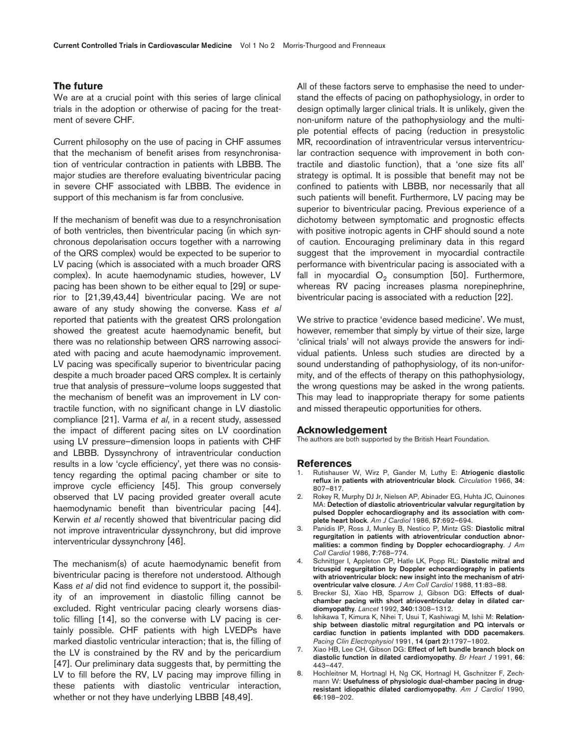## The future

We are at a crucial point with this series of large clinical trials in the adoption or otherwise of pacing for the treatment of severe CHF.

Current philosophy on the use of pacing in CHF assumes that the mechanism of benefit arises from resynchronisation of ventricular contraction in patients with LBBB. The major studies are therefore evaluating biventricular pacing in severe CHF associated with LBBB. The evidence in support of this mechanism is far from conclusive.

If the mechanism of benefit was due to a resynchronisation of both ventricles, then biventricular pacing (in which synchronous depolarisation occurs together with a narrowing of the QRS complex) would be expected to be superior to LV pacing (which is associated with a much broader QRS complex). In acute haemodynamic studies, however, LV pacing has been shown to be either equal to [29] or superior to [21,39,43,44] biventricular pacing. We are not aware of any study showing the converse. Kass *et al* reported that patients with the greatest QRS prolongation showed the greatest acute haemodynamic benefit, but there was no relationship between QRS narrowing associated with pacing and acute haemodynamic improvement. LV pacing was specifically superior to biventricular pacing despite a much broader paced QRS complex. It is certainly true that analysis of pressure–volume loops suggested that the mechanism of benefit was an improvement in LV contractile function, with no significant change in LV diastolic compliance [21]. Varma *et al*, in a recent study, assessed the impact of different pacing sites on LV coordination using LV pressure–dimension loops in patients with CHF and LBBB. Dyssynchrony of intraventricular conduction results in a low 'cycle efficiency', yet there was no consistency regarding the optimal pacing chamber or site to improve cycle efficiency [45]. This group conversely observed that LV pacing provided greater overall acute haemodynamic benefit than biventricular pacing [44]. Kerwin *et al* recently showed that biventricular pacing did not improve intraventricular dyssynchrony, but did improve interventricular dyssynchrony [46].

The mechanism(s) of acute haemodynamic benefit from biventricular pacing is therefore not understood. Although Kass *et al* did not find evidence to support it, the possibility of an improvement in diastolic filling cannot be excluded. Right ventricular pacing clearly worsens diastolic filling [14], so the converse with LV pacing is certainly possible. CHF patients with high LVEDPs have marked diastolic ventricular interaction; that is, the filling of the LV is constrained by the RV and by the pericardium [47]. Our preliminary data suggests that, by permitting the LV to fill before the RV, LV pacing may improve filling in these patients with diastolic ventricular interaction, whether or not they have underlying LBBB [48,49].

All of these factors serve to emphasise the need to understand the effects of pacing on pathophysiology, in order to design optimally larger clinical trials. It is unlikely, given the non-uniform nature of the pathophysiology and the multiple potential effects of pacing (reduction in presystolic MR, recoordination of intraventricular versus interventricular contraction sequence with improvement in both contractile and diastolic function), that a 'one size fits all' strategy is optimal. It is possible that benefit may not be confined to patients with LBBB, nor necessarily that all such patients will benefit. Furthermore, LV pacing may be superior to biventricular pacing. Previous experience of a dichotomy between symptomatic and prognostic effects with positive inotropic agents in CHF should sound a note of caution. Encouraging preliminary data in this regard suggest that the improvement in myocardial contractile performance with biventricular pacing is associated with a fall in myocardial $O_2$ consumption [50]. Furthermore, whereas RV pacing increases plasma norepinephrine, biventricular pacing is associated with a reduction [22].

We strive to practice 'evidence based medicine'. We must, however, remember that simply by virtue of their size, large 'clinical trials' will not always provide the answers for individual patients. Unless such studies are directed by a sound understanding of pathophysiology, of its non-uniformity, and of the effects of therapy on this pathophysiology, the wrong questions may be asked in the wrong patients. This may lead to inappropriate therapy for some patients and missed therapeutic opportunities for others.

## Acknowledgement

The authors are both supported by the British Heart Foundation.

## References

1. Rutishauser W, Wirz P, Gander M, Luthy E: **Atriogenic diastolic reflux in patients with atrioventricular block**. *Circulation* 1966, **34**: 807–817.
2. Rokey R, Murphy DJ Jr, Nielsen AP, Abinader EG, Huhta JC, Quinones MA: **Detection of diastolic atrioventricular valvular regurgitation by pulsed Doppler echocardiography and its association with complete heart block**. *Am J Cardiol* 1986, **57**:692–694.
3. Panidis IP, Ross J, Munley B, Nestico P, Mintz GS: **Diastolic mitral regurgitation in patients with atrioventricular conduction abnormalities: a common finding by Doppler echocardiography**. *J Am Coll Cardiol* 1986, **7**:768–774.
4. Schnittger I, Appleton CP, Hatle LK, Popp RL: **Diastolic mitral and tricuspid regurgitation by Doppler echocardiography in patients with atrioventricular block: new insight into the mechanism of atrioventricular valve closure**. *J Am Coll Cardiol* 1988, **11**:83–88.
5. Brecker SJ, Xiao HB, Sparrow J, Gibson DG: **Effects of dual-chamber pacing with short atrioventricular delay in dilated cardiomyopathy**. *Lancet* 1992, **340**:1308–1312.
6. Ishikawa T, Kimura K, Nihei T, Usui T, Kashiwagi M, Ishii M: **Relationship between diastolic mitral regurgitation and PQ intervals or cardiac function in patients implanted with DDD pacemakers**. *Pacing Clin Electrophysiol* 1991, **14 (part 2)**:1797–1802.
7. Xiao HB, Lee CH, Gibson DG: **Effect of left bundle branch block on diastolic function in dilated cardiomyopathy**. *Br Heart J* 1991, **66**: 443–447.
8. Hochleitner M, Hortnagl H, Ng CK, Hortnagl H, Gschnitzer F, Zechmann W: **Usefulness of physiologic dual-chamber pacing in drug-resistant idiopathic dilated cardiomyopathy**. *Am J Cardiol* 1990, **66**:198–202.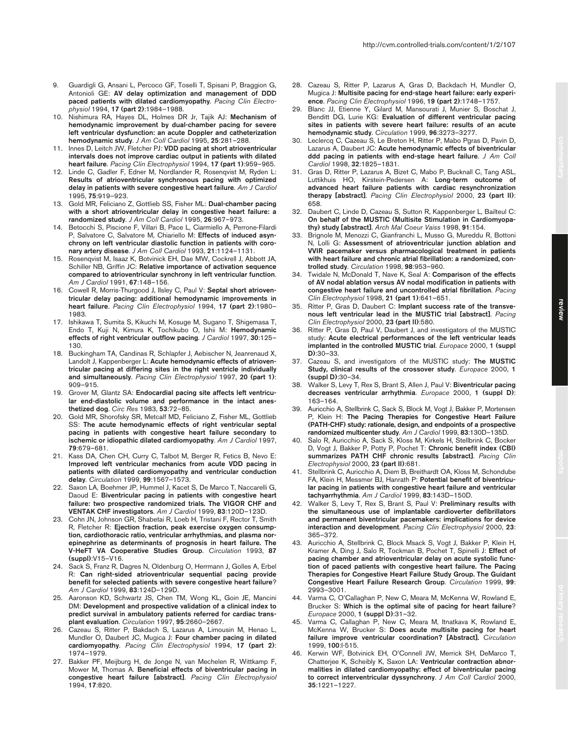9. Guardigli G, Ansani L, Percoco GF, Toselli T, Spisani P, Braggion G, Antonioli GE: **AV delay optimization and management of DDD paced patients with dilated cardiomyopathy**. *Pacing Clin Electrophysiol* 1994, **17 (part 2)**:1984–1988.
10. Nishimura RA, Hayes DL, Holmes DR Jr, Tajik AJ: **Mechanism of hemodynamic improvement by dual-chamber pacing for severe left ventricular dysfunction: an acute Doppler and catheterization hemodynamic study**. *J Am Coll Cardiol* 1995, **25**:281–288.
11. Innes D, Leitch JW, Fletcher PJ: **VDD pacing at short atrioventricular intervals does not improve cardiac output in patients with dilated heart failure**. *Pacing Clin Electrophysiol* 1994, **17 (part 1)**:959–965.
12. Linde C, Gadler F, Edner M, Nordlander R, Rosenqvist M, Ryden L: **Results of atrioventricular synchronous pacing with optimized delay in patients with severe congestive heart failure**. *Am J Cardiol* 1995, **75**:919–923.
13. Gold MR, Feliciano Z, Gottlieb SS, Fisher ML: **Dual-chamber pacing with a short atrioventricular delay in congestive heart failure: a randomized study**. *J Am Coll Cardiol* 1995, **26**:967–973.
14. Betocchi S, Piscione F, Villari B, Pace L, Ciarmiello A, Perrone-Filardi P, Salvatore C, Salvatore M, Chiariello M: **Effects of induced asynchrony on left ventricular diastolic function in patients with coronary artery disease**. *J Am Coll Cardiol* 1993, **21**:1124–1131.
15. Rosenqvist M, Isaaz K, Botvinick EH, Dae MW, Cockrell J, Abbott JA, Schiller NB, Griffin JC: **Relative importance of activation sequence compared to atrioventricular synchrony in left ventricular function**. *Am J Cardiol* 1991, **67**:148–156.
16. Cowell R, Morris-Thurgood J, Ilsley C, Paul V: **Septal short atrioventricular delay pacing: additional hemodynamic improvements in heart failure**. *Pacing Clin Electrophysiol* 1994, **17 (part 2)**:1980–1983.
17. Ishikawa T, Sumita S, Kikuchi M, Kosuge M, Sugano T, Shigemasa T, Endo T, Kuji N, Kimura K, Tochikubo O, Ishii M: **Hemodynamic effects of right ventricular outflow pacing**. *J Cardiol* 1997, **30**:125–130.
18. Buckingham TA, Candinas R, Schlapfer J, Aebischer N, Jeanrenaud X, Landolt J, Kappenberger L: **Acute hemodynamic effects of atrioventricular pacing at differing sites in the right ventricle individually and simultaneously**. *Pacing Clin Electrophysiol* 1997, **20 (part 1)**: 909–915.
19. Grover M, Glantz SA: **Endocardial pacing site affects left ventricular end-diastolic volume and performance in the intact anesthetized dog**. *Circ Res* 1983, **53**:72–85.
20. Gold MR, Shorofsky SR, Metcalf MD, Feliciano Z, Fisher ML, Gottlieb SS: **The acute hemodynamic effects of right ventricular septal pacing in patients with congestive heart failure secondary to ischemic or idiopathic dilated cardiomyopathy**. *Am J Cardiol* 1997, **79**:679–681.
21. Kass DA, Chen CH, Curry C, Talbot M, Berger R, Fetics B, Nevo E: **Improved left ventricular mechanics from acute VDD pacing in patients with dilated cardiomyopathy and ventricular conduction delay**. *Circulation* 1999, **99**:1567–1573.
22. Saxon LA, Boehmer JP, Hummel J, Kacet S, De Marco T, Naccarelli G, Daoud E: **Biventricular pacing in patients with congestive heart failure: two prospective randomized trials. The VIGOR CHF and VENTAK CHF investigators**. *Am J Cardiol* 1999, **83**:120D–123D.
23. Cohn JN, Johnson GR, Shabetai R, Loeb H, Tristani F, Rector T, Smith R, Fletcher R: **Ejection fraction, peak exercise oxygen consumption, cardiothoracic ratio, ventricular arrhythmias, and plasma norepinephrine as determinants of prognosis in heart failure. The V-HeFT VA Cooperative Studies Group**. *Circulation* 1993, **87 (suppl)**:V15–V16.
24. Sack S, Franz R, Dagres N, Oldenburg O, Herrmann J, Golles A, Erbel R: **Can right-sided atrioventricular sequential pacing provide benefit for selected patients with severe congestive heart failure**? *Am J Cardiol* 1999, **83**:124D–129D.
25. Aaronson KD, Schwartz JS, Chen TM, Wong KL, Goin JE, Mancini DM: **Development and prospective validation of a clinical index to predict survival in ambulatory patients referred for cardiac transplant evaluation**. *Circulation* 1997, **95**:2660–2667.
26. Cazeau S, Ritter P, Bakdach S, Lazarus A, Limousin M, Henao L, Mundler O, Daubert JC, Mugica J: **Four chamber pacing in dilated cardiomyopathy**. *Pacing Clin Electrophysiol* 1994, **17 (part 2)**: 1974–1979.
27. Bakker PF, Meijburg H, de Jonge N, van Mechelen R, Wittkamp F, Mower M, Thomas A. **Beneficial effects of biventricular pacing in congestive heart failure [abstract]**. *Pacing Clin Electrophysiol* 1994, **17**:820.
28. Cazeau S, Ritter P, Lazarus A, Gras D, Backdach H, Mundler O, Mugica J: **Multisite pacing for end-stage heart failure: early experience**. *Pacing Clin Electrophysiol* 1996, **19 (part 2)**:1748–1757.
29. Blanc JJ, Etienne Y, Gilard M, Mansourati J, Munier S, Boschat J, Benditt DG, Lurie KG: **Evaluation of different ventricular pacing sites in patients with severe heart failure: results of an acute hemodynamic study**. *Circulation* 1999, **96**:3273–3277.
30. Leclercq C, Cazeau S, Le Breton H, Ritter P, Mabo Pgras D, Pavin D, Lazarus A, Daubert JC: **Acute hemodynamic effects of biventricular ddd pacing in patients with end-stage heart failure**. *J Am Coll Cardiol* 1998, **32**:1825–1831.
31. Gras D, Ritter P, Lazarus A, Bizet C, Mabo P, Bucknall C, Tang ASL, Luttikhuis HO, Kirstein-Pedersen A: **Long-term outcome of advanced heart failure patients with cardiac resynchronization therapy [abstract]**. *Pacing Clin Electrophysiol* 2000, **23 (part II)**: 658.
32. Daubert C, Linde D, Cazeau S, Sutton R, Kappenberger L, Bailteul C: **On behalf of the MUSTIC (Multisite Stimulation in Cardiomyopathy) study [abstract]**. *Arch Mal Coeur Vaiss* 1998, **91**:154.
33. Brignole M, Menozzi C, Gianfranchi L, Musso G, Mureddu R, Bottoni N, Lolli G: **Assessment of atrioventricular junction ablation and VVIR pacemaker versus pharmacological treatment in patients with heart failure and chronic atrial fibrillation: a randomized, controlled study**. *Circulation* 1998, **98**:953–960.
34. Twidale N, McDonald T, Nave K, Seal A: **Comparison of the effects of AV nodal ablation versus AV nodal modification in patients with congestive heart failure and uncontrolled atrial fibrillation**. *Pacing Clin Electrophysiol* 1998, **21 (part 1)**:641–651.
35. Ritter P, Gras D, Daubert C: **Implant success rate of the transvenous left ventricular lead in the MUSTIC trial [abstract]**. *Pacing Clin Electrophysiol* 2000, **23 (part II)**:580.
36. Ritter P, Gras D, Paul V, Daubert J, and investigators of the MUSTIC study: **Acute electrical performances of the left ventricular leads implanted in the controlled MUSTIC trial**. *Europace* 2000, **1 (suppl D)**:30–33.
37. Cazeau S, and investigators of the MUSTIC study: **The MUSTIC Study, clinical results of the crossover study**. *Europace* 2000, **1 (suppl D)**:30–34.
38. Walker S, Levy T, Rex S, Brant S, Allen J, Paul V: **Biventricular pacing decreases ventricular arrhythmia**. *Europace* 2000, **1 (suppl D)**: 163–164.
39. Auricchio A, Stellbrink C, Sack S, Block M, Vogt J, Bakker P, Mortensen P, Klein H: **The Pacing Therapies for Congestive Heart Failure (PATH-CHF) study: rationale, design, and endpoints of a prospective randomized multicenter study**. *Am J Cardiol* 1999, **83**:130D–135D.
40. Salo R, Auricchio A, Sack S, Kloss M, Kirkels H, Stellbrink C, Bocker D, Vogt J, Bakker P, Potty P, Pochet T: **Chronic benefit index (CBI) summarizes PATH CHF chronic results [abstract]**. *Pacing Clin Electrophysiol* 2000, **23 (part II)**:681.
41. Stellbrink C, Auricchio A, Diem B, Breithardt OA, Kloss M, Schondube FA, Klein H, Messmer BJ, Hanrath P: **Potential benefit of biventricular pacing in patients with congestive heart failure and ventricular tachyarrhythmia**. *Am J Cardiol* 1999, **83**:143D–150D.
42. Walker S, Levy T, Rex S, Brant S, Paul V: **Preliminary results with the simultaneous use of implantable cardioverter defibrillators and permanent biventricular pacemakers: implications for device interaction and development**. *Pacing Clin Electrophysiol* 2000, **23**: 365–372.
43. Auricchio A, Stellbrink C, Block Msack S, Vogt J, Bakker P, Klein H, Kramer A, Ding J, Salo R, Tockman B, Pochet T, Spinelli J: **Effect of pacing chamber and atrioventricular delay on acute systolic function of paced patients with congestive heart failure. The Pacing Therapies for Congestive Heart Failure Study Group. The Guidant Congestive Heart Failure Research Group**. *Circulation* 1999, **99**: 2993–3001.
44. Varma C, O'Callaghan P, New C, Meara M, McKenna W, Rowland E, Brucker S: **Which is the optimal site of pacing for heart failure**? *Europace* 2000, **1 (suppl D)**:31–32.
45. Varma C, Callaghan P, New C, Meara M, Itnatkava K, Rowland E, McKenna W, Brucker S: **Does acute multisite pacing for heart failure improve ventricular coordination? [Abstract].** *Circulation* 1999, **100**:I-515.
46. Kerwin WF, Botvinick EH, O'Connell JW, Merrick SH, DeMarco T, Chatterjee K, Scheibly K, Saxon LA: **Ventricular contraction abnormalities in dilated cardiomyopathy: effect of biventricular pacing to correct interventricular dyssynchrony**. *J Am Coll Cardiol* 2000, **35**:1221–1227.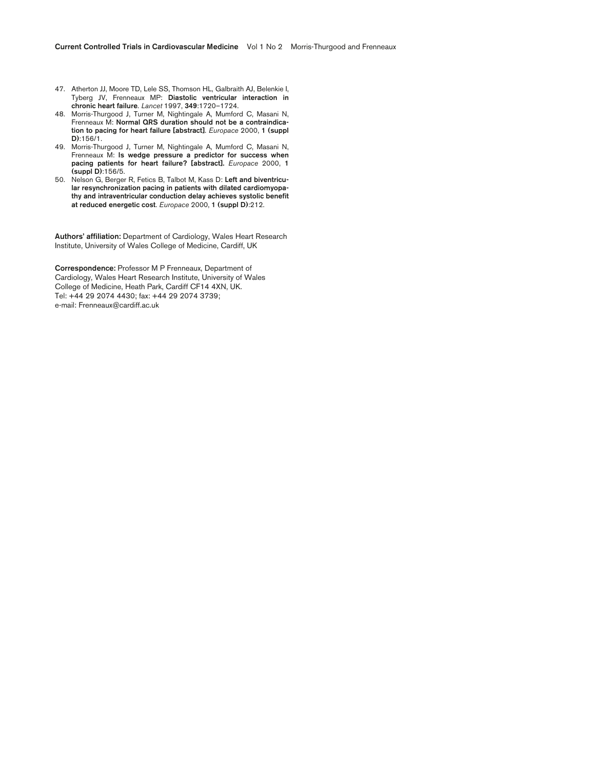47. Atherton JJ, Moore TD, Lele SS, Thomson HL, Galbraith AJ, Belenkie I, Tyberg JV, Frenneaux MP: **Diastolic ventricular interaction in chronic heart failure**. *Lancet* 1997, **349**:1720–1724.
48. Morris-Thurgood J, Turner M, Nightingale A, Mumford C, Masani N, Frenneaux M: **Normal QRS duration should not be a contraindication to pacing for heart failure [abstract]**. *Europace* 2000, **1 (suppl D)**:156/1.
49. Morris-Thurgood J, Turner M, Nightingale A, Mumford C, Masani N, Frenneaux M: **Is wedge pressure a predictor for success when pacing patients for heart failure? [abstract].** *Europace* 2000, **1 (suppl D)**:156/5.
50. Nelson G, Berger R, Fetics B, Talbot M, Kass D: **Left and biventricular resynchronization pacing in patients with dilated cardiomyopathy and intraventricular conduction delay achieves systolic benefit at reduced energetic cost**. *Europace* 2000, **1 (suppl D)**:212.

**Authors' affiliation:** Department of Cardiology, Wales Heart Research Institute, University of Wales College of Medicine, Cardiff, UK

**Correspondence:** Professor M P Frenneaux, Department of Cardiology, Wales Heart Research Institute, University of Wales College of Medicine, Heath Park, Cardiff CF14 4XN, UK. Tel: +44 29 2074 4430; fax: +44 29 2074 3739; e-mail: Frenneaux@cardiff.ac.uk